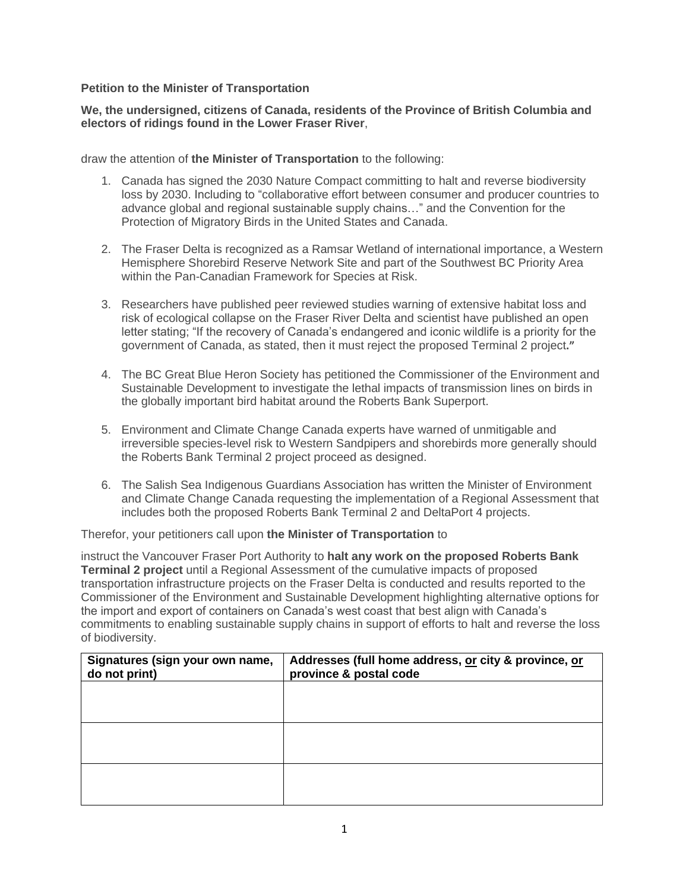**Petition to the Minister of Transportation**

**We, the undersigned, citizens of Canada, residents of the Province of British Columbia and electors of ridings found in the Lower Fraser River**,

draw the attention of **the Minister of Transportation** to the following:

1. Canada has signed the 2030 Nature Compact committing to halt and reverse biodiversity loss by 2030. Including to "collaborative effort between consumer and producer countries to advance global and regional sustainable supply chains…" and the Convention for the Protection of Migratory Birds in the United States and Canada.

2. The Fraser Delta is recognized as a Ramsar Wetland of international importance, a Western Hemisphere Shorebird Reserve Network Site and part of the Southwest BC Priority Area within the Pan-Canadian Framework for Species at Risk.

3. Researchers have published peer reviewed studies warning of extensive habitat loss and risk of ecological collapse on the Fraser River Delta and scientist have published an open letter stating; "If the recovery of Canada's endangered and iconic wildlife is a priority for the government of Canada, as stated, then it must reject the proposed Terminal 2 project**."**

4. The BC Great Blue Heron Society has petitioned the Commissioner of the Environment and Sustainable Development to investigate the lethal impacts of transmission lines on birds in the globally important bird habitat around the Roberts Bank Superport.

5. Environment and Climate Change Canada experts have warned of unmitigable and irreversible species-level risk to Western Sandpipers and shorebirds more generally should the Roberts Bank Terminal 2 project proceed as designed.

6. The Salish Sea Indigenous Guardians Association has written the Minister of Environment and Climate Change Canada requesting the implementation of a Regional Assessment that includes both the proposed Roberts Bank Terminal 2 and DeltaPort 4 projects.

Therefor, your petitioners call upon **the Minister of Transportation** to

instruct the Vancouver Fraser Port Authority to **halt any work on the proposed Roberts Bank Terminal 2 project** until a Regional Assessment of the cumulative impacts of proposed transportation infrastructure projects on the Fraser Delta is conducted and results reported to the Commissioner of the Environment and Sustainable Development highlighting alternative options for the import and export of containers on Canada's west coast that best align with Canada's commitments to enabling sustainable supply chains in support of efforts to halt and reverse the loss of biodiversity.

| **Signatures (sign your own name, do not print)** | **Addresses (full home address, <u>or</u> city & province, <u>or</u> province & postal code** |
|---|---|
| | |
| | |
| | |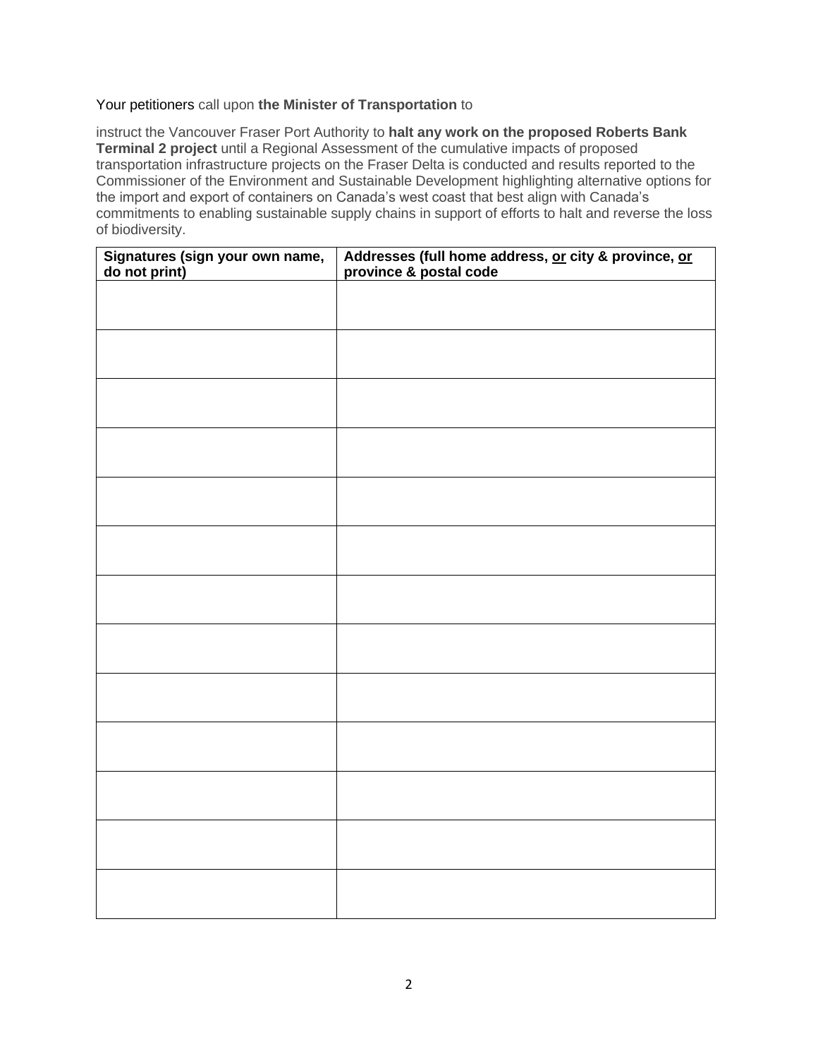Your petitioners call upon **the Minister of Transportation** to

instruct the Vancouver Fraser Port Authority to **halt any work on the proposed Roberts Bank Terminal 2 project** until a Regional Assessment of the cumulative impacts of proposed transportation infrastructure projects on the Fraser Delta is conducted and results reported to the Commissioner of the Environment and Sustainable Development highlighting alternative options for the import and export of containers on Canada's west coast that best align with Canada's commitments to enabling sustainable supply chains in support of efforts to halt and reverse the loss of biodiversity.

| **Signatures (sign your own name, do not print)** | **Addresses (full home address, <u>or</u> city & province, <u>or</u> province & postal code** |
|---|---|
| | |
| | |
| | |
| | |
| | |
| | |
| | |
| | |
| | |
| | |
| | |
| | |
| | |